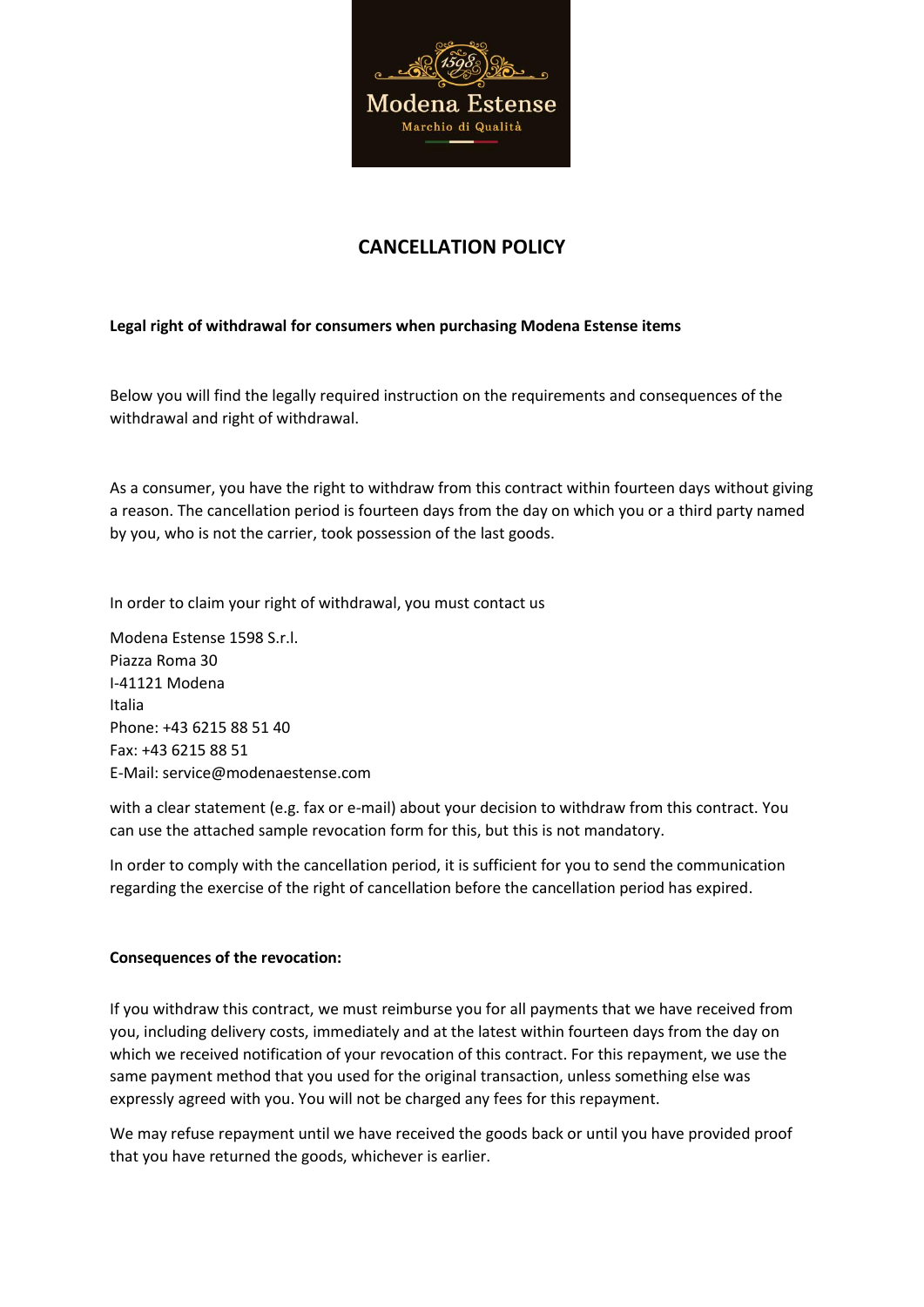# CANCELLATION POLICY

**Legal right of withdrawal for consumers when purchasing Modena Estense items**

Below you will find the legally required instruction on the requirements and consequences of the withdrawal and right of withdrawal.

As a consumer, you have the right to withdraw from this contract within fourteen days without giving a reason. The cancellation period is fourteen days from the day on which you or a third party named by you, who is not the carrier, took possession of the last goods.

In order to claim your right of withdrawal, you must contact us

Modena Estense 1598 S.r.l.
Piazza Roma 30
I-41121 Modena
Italia
Phone: +43 6215 88 51 40
Fax: +43 6215 88 51
E-Mail: service@modenaestense.com

with a clear statement (e.g. fax or e-mail) about your decision to withdraw from this contract. You can use the attached sample revocation form for this, but this is not mandatory.

In order to comply with the cancellation period, it is sufficient for you to send the communication regarding the exercise of the right of cancellation before the cancellation period has expired.

**Consequences of the revocation:**

If you withdraw this contract, we must reimburse you for all payments that we have received from you, including delivery costs, immediately and at the latest within fourteen days from the day on which we received notification of your revocation of this contract. For this repayment, we use the same payment method that you used for the original transaction, unless something else was expressly agreed with you. You will not be charged any fees for this repayment.

We may refuse repayment until we have received the goods back or until you have provided proof that you have returned the goods, whichever is earlier.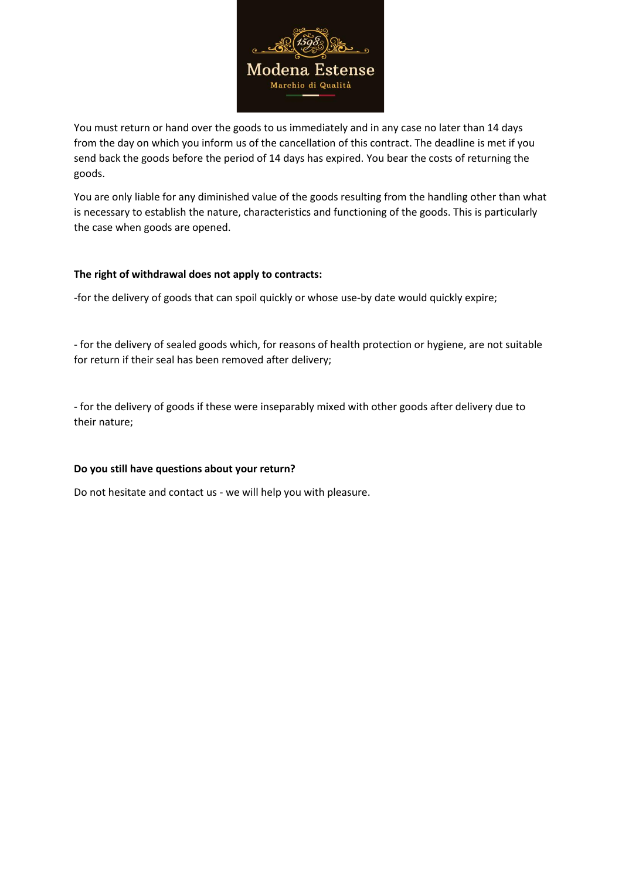You must return or hand over the goods to us immediately and in any case no later than 14 days from the day on which you inform us of the cancellation of this contract. The deadline is met if you send back the goods before the period of 14 days has expired. You bear the costs of returning the goods.

You are only liable for any diminished value of the goods resulting from the handling other than what is necessary to establish the nature, characteristics and functioning of the goods. This is particularly the case when goods are opened.

**The right of withdrawal does not apply to contracts:**

-for the delivery of goods that can spoil quickly or whose use-by date would quickly expire;

- for the delivery of sealed goods which, for reasons of health protection or hygiene, are not suitable for return if their seal has been removed after delivery;

- for the delivery of goods if these were inseparably mixed with other goods after delivery due to their nature;

**Do you still have questions about your return?**

Do not hesitate and contact us - we will help you with pleasure.